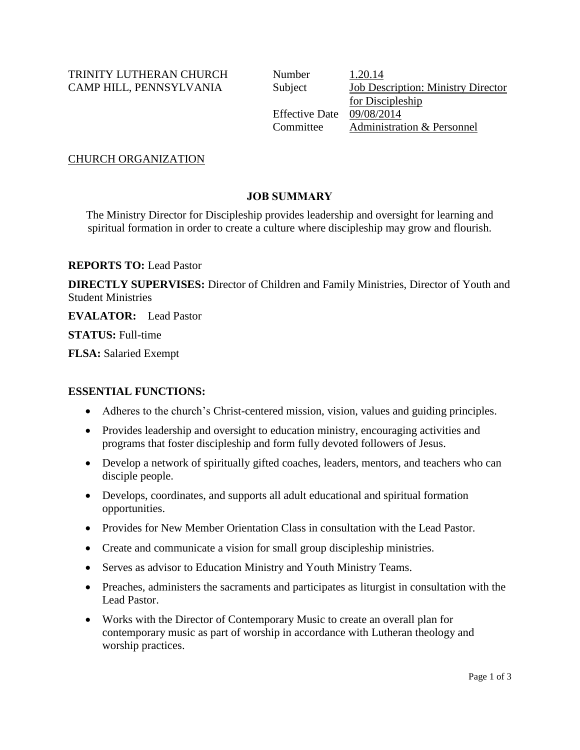TRINITY LUTHERAN CHURCH
CAMP HILL, PENNSYLVANIA

| | |
|---|---|
| Number | 1.20.14 |
| Subject | Job Description: Ministry Director for Discipleship |
| Effective Date | 09/08/2014 |
| Committee | Administration & Personnel |

CHURCH ORGANIZATION

## JOB SUMMARY

The Ministry Director for Discipleship provides leadership and oversight for learning and spiritual formation in order to create a culture where discipleship may grow and flourish.

**REPORTS TO:** Lead Pastor

**DIRECTLY SUPERVISES:** Director of Children and Family Ministries, Director of Youth and Student Ministries

**EVALATOR:** Lead Pastor

**STATUS:** Full-time

**FLSA:** Salaried Exempt

**ESSENTIAL FUNCTIONS:**

- Adheres to the church's Christ-centered mission, vision, values and guiding principles.
- Provides leadership and oversight to education ministry, encouraging activities and programs that foster discipleship and form fully devoted followers of Jesus.
- Develop a network of spiritually gifted coaches, leaders, mentors, and teachers who can disciple people.
- Develops, coordinates, and supports all adult educational and spiritual formation opportunities.
- Provides for New Member Orientation Class in consultation with the Lead Pastor.
- Create and communicate a vision for small group discipleship ministries.
- Serves as advisor to Education Ministry and Youth Ministry Teams.
- Preaches, administers the sacraments and participates as liturgist in consultation with the Lead Pastor.
- Works with the Director of Contemporary Music to create an overall plan for contemporary music as part of worship in accordance with Lutheran theology and worship practices.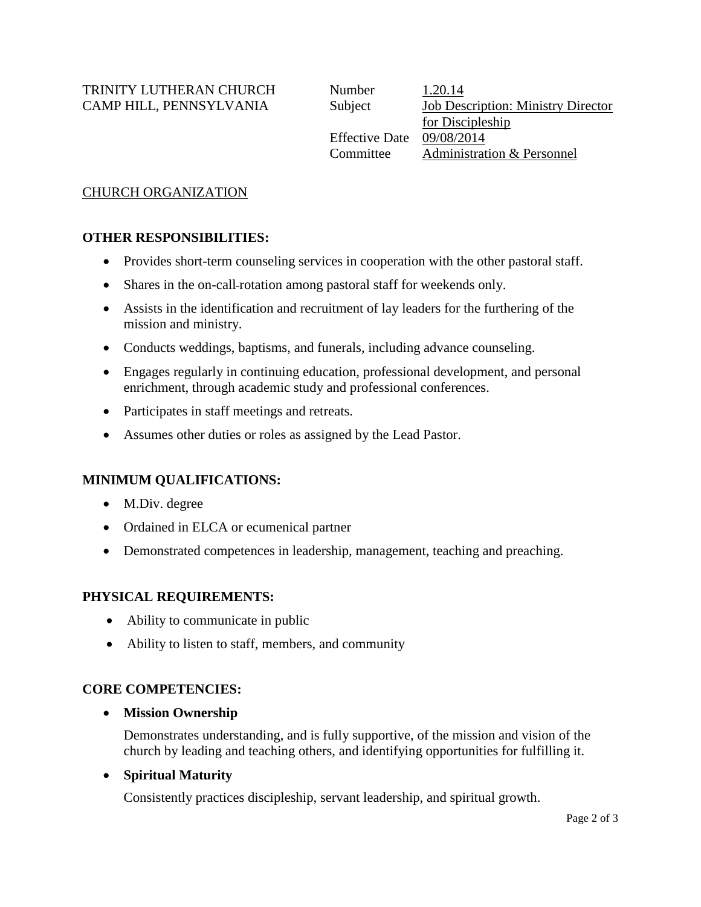TRINITY LUTHERAN CHURCH
CAMP HILL, PENNSYLVANIA

| | |
|---|---|
| Number | 1.20.14 |
| Subject | Job Description: Ministry Director for Discipleship |
| Effective Date | 09/08/2014 |
| Committee | Administration & Personnel |

CHURCH ORGANIZATION

**OTHER RESPONSIBILITIES:**

- Provides short-term counseling services in cooperation with the other pastoral staff.
- Shares in the on-call-rotation among pastoral staff for weekends only.
- Assists in the identification and recruitment of lay leaders for the furthering of the mission and ministry.
- Conducts weddings, baptisms, and funerals, including advance counseling.
- Engages regularly in continuing education, professional development, and personal enrichment, through academic study and professional conferences.
- Participates in staff meetings and retreats.
- Assumes other duties or roles as assigned by the Lead Pastor.

**MINIMUM QUALIFICATIONS:**

- M.Div. degree
- Ordained in ELCA or ecumenical partner
- Demonstrated competences in leadership, management, teaching and preaching.

**PHYSICAL REQUIREMENTS:**

- Ability to communicate in public
- Ability to listen to staff, members, and community

**CORE COMPETENCIES:**

- **Mission Ownership**

  Demonstrates understanding, and is fully supportive, of the mission and vision of the church by leading and teaching others, and identifying opportunities for fulfilling it.

- **Spiritual Maturity**

  Consistently practices discipleship, servant leadership, and spiritual growth.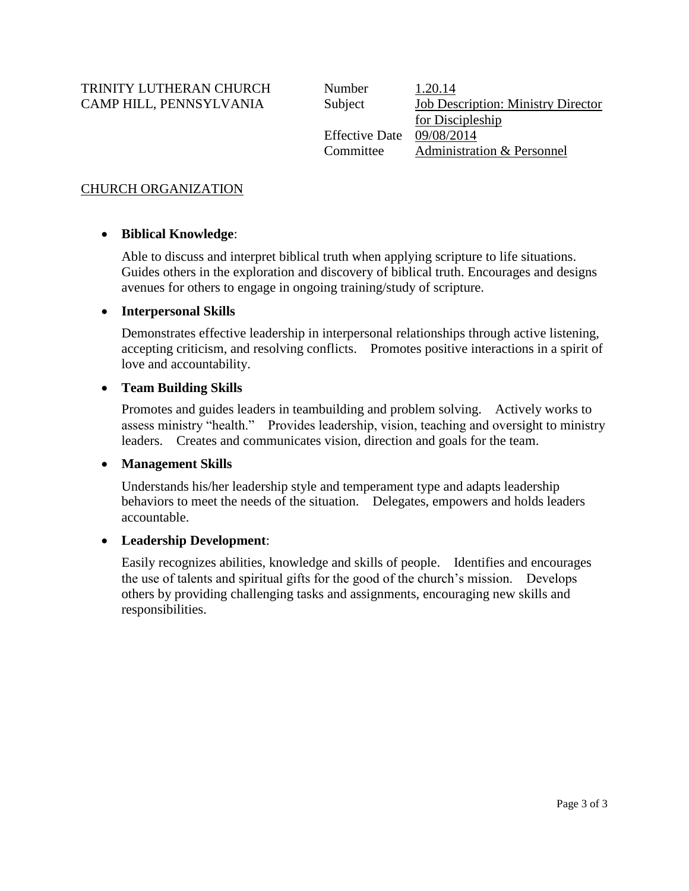TRINITY LUTHERAN CHURCH
CAMP HILL, PENNSYLVANIA

| | |
|---|---|
| Number | 1.20.14 |
| Subject | Job Description: Ministry Director for Discipleship |
| Effective Date | 09/08/2014 |
| Committee | Administration & Personnel |

## CHURCH ORGANIZATION

- **Biblical Knowledge**:

  Able to discuss and interpret biblical truth when applying scripture to life situations. Guides others in the exploration and discovery of biblical truth. Encourages and designs avenues for others to engage in ongoing training/study of scripture.

- **Interpersonal Skills**

  Demonstrates effective leadership in interpersonal relationships through active listening, accepting criticism, and resolving conflicts. Promotes positive interactions in a spirit of love and accountability.

- **Team Building Skills**

  Promotes and guides leaders in teambuilding and problem solving. Actively works to assess ministry "health." Provides leadership, vision, teaching and oversight to ministry leaders. Creates and communicates vision, direction and goals for the team.

- **Management Skills**

  Understands his/her leadership style and temperament type and adapts leadership behaviors to meet the needs of the situation. Delegates, empowers and holds leaders accountable.

- **Leadership Development**:

  Easily recognizes abilities, knowledge and skills of people. Identifies and encourages the use of talents and spiritual gifts for the good of the church's mission. Develops others by providing challenging tasks and assignments, encouraging new skills and responsibilities.